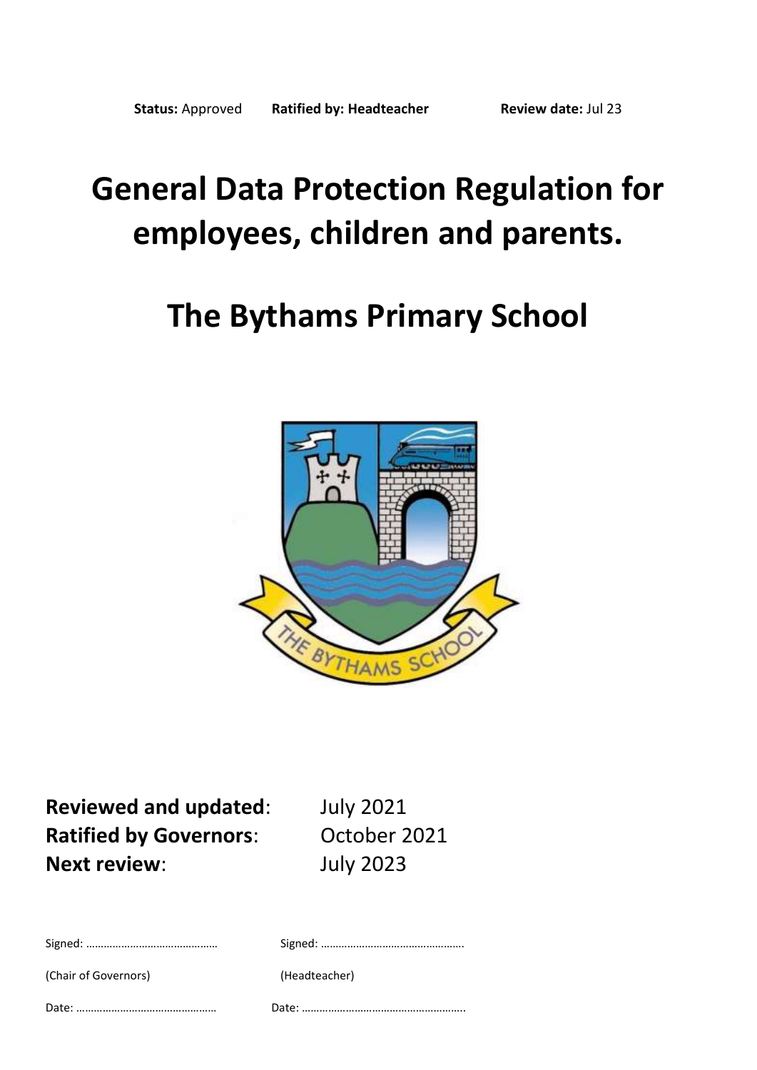**Status:** Approved **Ratified by: Headteacher** **Review date:** Jul 23

# General Data Protection Regulation for employees, children and parents.

# The Bythams Primary School

| | |
|---|---|
| **Reviewed and updated**: | July 2021 |
| **Ratified by Governors**: | October 2021 |
| **Next review**: | July 2023 |

| | |
|---|---|
| Signed: ……………………………………… | Signed: …………………………………………. |
| (Chair of Governors) | (Headteacher) |
| Date: ……………………………………….. | Date: ……………………………………………….. |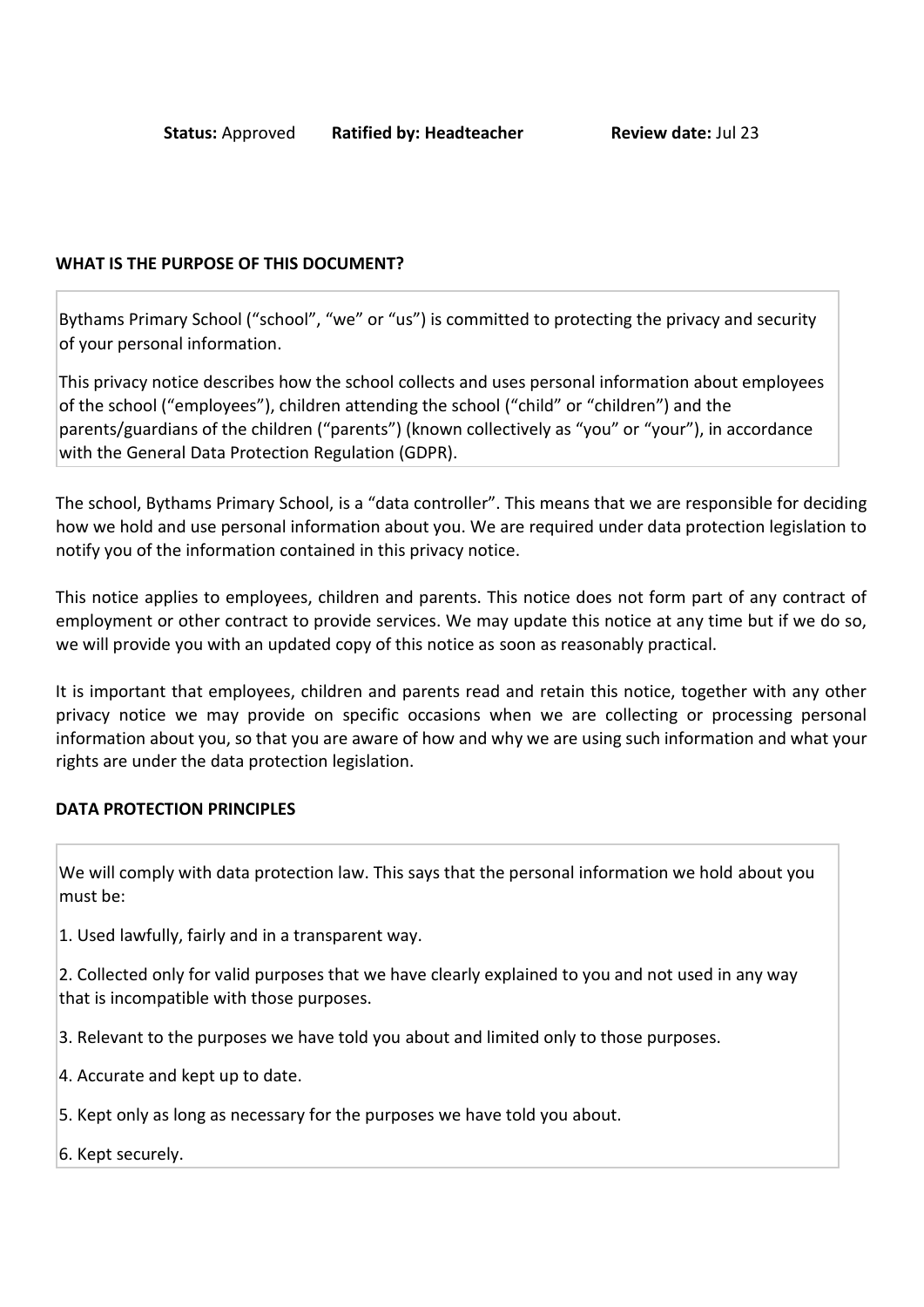**Status:** Approved **Ratified by: Headteacher** **Review date:** Jul 23

## WHAT IS THE PURPOSE OF THIS DOCUMENT?

Bythams Primary School ("school", "we" or "us") is committed to protecting the privacy and security of your personal information.

This privacy notice describes how the school collects and uses personal information about employees of the school ("employees"), children attending the school ("child" or "children") and the parents/guardians of the children ("parents") (known collectively as "you" or "your"), in accordance with the General Data Protection Regulation (GDPR).

The school, Bythams Primary School, is a "data controller". This means that we are responsible for deciding how we hold and use personal information about you. We are required under data protection legislation to notify you of the information contained in this privacy notice.

This notice applies to employees, children and parents. This notice does not form part of any contract of employment or other contract to provide services. We may update this notice at any time but if we do so, we will provide you with an updated copy of this notice as soon as reasonably practical.

It is important that employees, children and parents read and retain this notice, together with any other privacy notice we may provide on specific occasions when we are collecting or processing personal information about you, so that you are aware of how and why we are using such information and what your rights are under the data protection legislation.

## DATA PROTECTION PRINCIPLES

We will comply with data protection law. This says that the personal information we hold about you must be:

1. Used lawfully, fairly and in a transparent way.
2. Collected only for valid purposes that we have clearly explained to you and not used in any way that is incompatible with those purposes.
3. Relevant to the purposes we have told you about and limited only to those purposes.
4. Accurate and kept up to date.
5. Kept only as long as necessary for the purposes we have told you about.
6. Kept securely.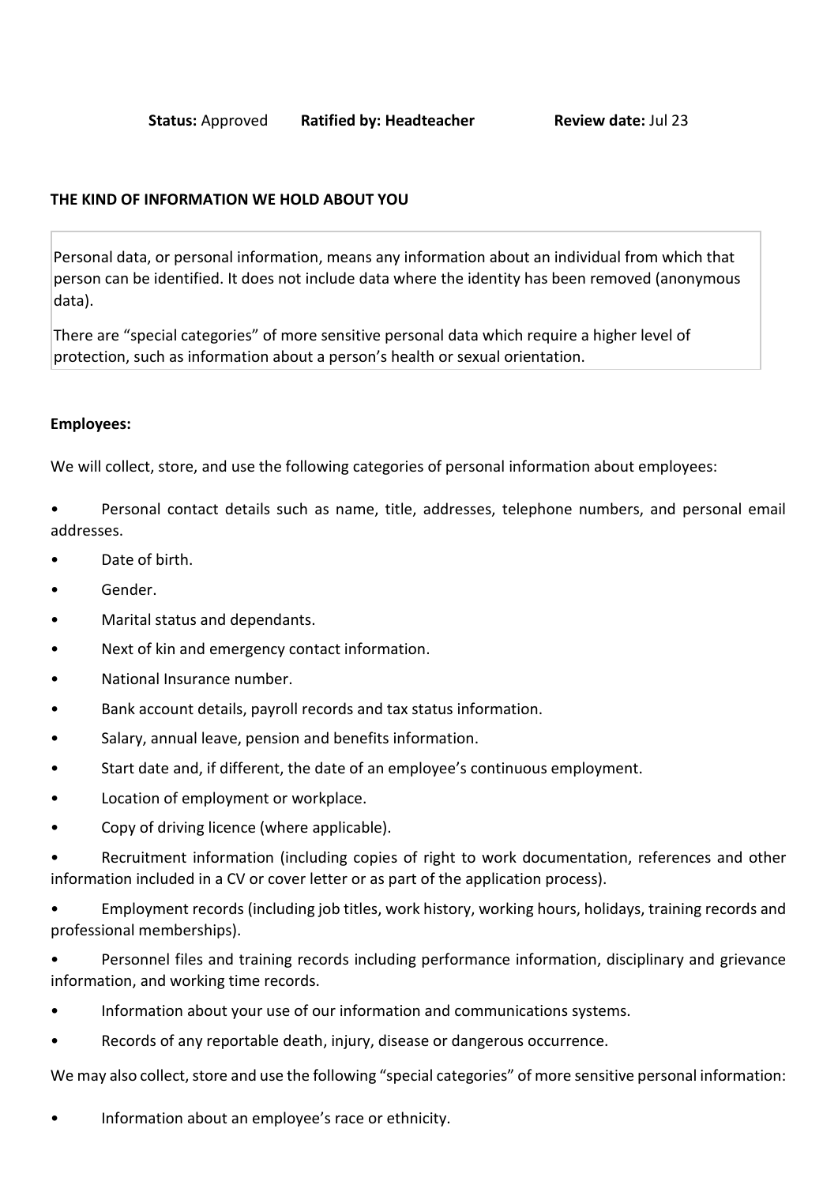**Status:** Approved **Ratified by: Headteacher** **Review date:** Jul 23

**THE KIND OF INFORMATION WE HOLD ABOUT YOU**

Personal data, or personal information, means any information about an individual from which that person can be identified. It does not include data where the identity has been removed (anonymous data).

There are "special categories" of more sensitive personal data which require a higher level of protection, such as information about a person's health or sexual orientation.

**Employees:**

We will collect, store, and use the following categories of personal information about employees:

- Personal contact details such as name, title, addresses, telephone numbers, and personal email addresses.
- Date of birth.
- Gender.
- Marital status and dependants.
- Next of kin and emergency contact information.
- National Insurance number.
- Bank account details, payroll records and tax status information.
- Salary, annual leave, pension and benefits information.
- Start date and, if different, the date of an employee's continuous employment.
- Location of employment or workplace.
- Copy of driving licence (where applicable).
- Recruitment information (including copies of right to work documentation, references and other information included in a CV or cover letter or as part of the application process).
- Employment records (including job titles, work history, working hours, holidays, training records and professional memberships).
- Personnel files and training records including performance information, disciplinary and grievance information, and working time records.
- Information about your use of our information and communications systems.
- Records of any reportable death, injury, disease or dangerous occurrence.

We may also collect, store and use the following "special categories" of more sensitive personal information:

- Information about an employee's race or ethnicity.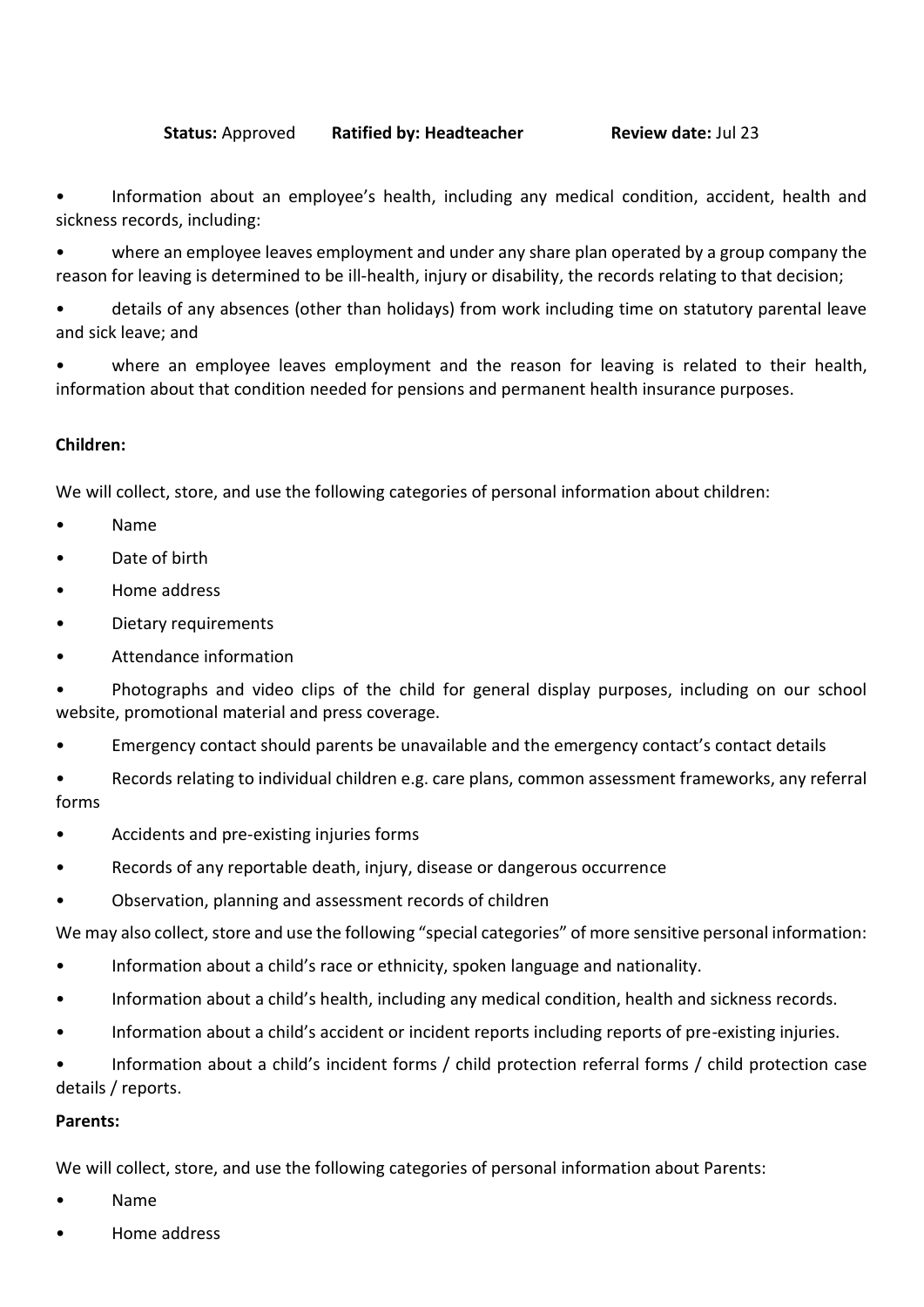- Information about an employee's health, including any medical condition, accident, health and sickness records, including:
- where an employee leaves employment and under any share plan operated by a group company the reason for leaving is determined to be ill-health, injury or disability, the records relating to that decision;
- details of any absences (other than holidays) from work including time on statutory parental leave and sick leave; and
- where an employee leaves employment and the reason for leaving is related to their health, information about that condition needed for pensions and permanent health insurance purposes.

**Children:**

We will collect, store, and use the following categories of personal information about children:

- Name
- Date of birth
- Home address
- Dietary requirements
- Attendance information
- Photographs and video clips of the child for general display purposes, including on our school website, promotional material and press coverage.
- Emergency contact should parents be unavailable and the emergency contact's contact details
- Records relating to individual children e.g. care plans, common assessment frameworks, any referral forms
- Accidents and pre-existing injuries forms
- Records of any reportable death, injury, disease or dangerous occurrence
- Observation, planning and assessment records of children

We may also collect, store and use the following "special categories" of more sensitive personal information:

- Information about a child's race or ethnicity, spoken language and nationality.
- Information about a child's health, including any medical condition, health and sickness records.
- Information about a child's accident or incident reports including reports of pre-existing injuries.
- Information about a child's incident forms / child protection referral forms / child protection case details / reports.

**Parents:**

We will collect, store, and use the following categories of personal information about Parents:

- Name
- Home address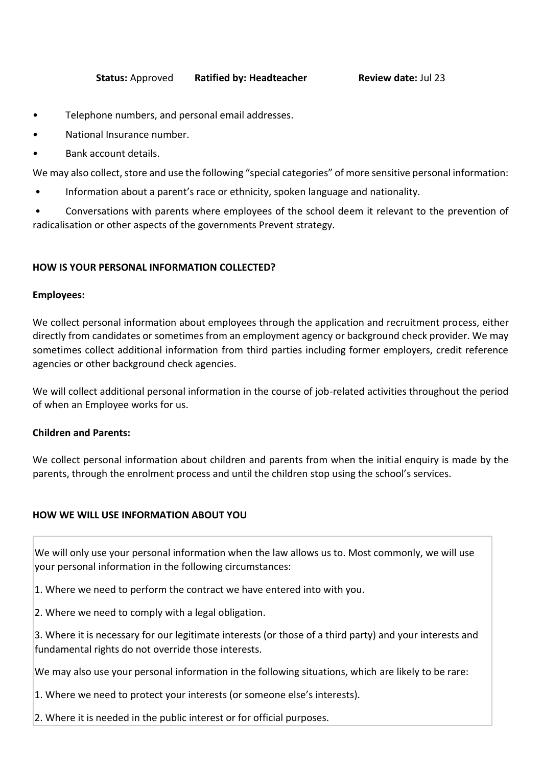- Telephone numbers, and personal email addresses.
- National Insurance number.
- Bank account details.

We may also collect, store and use the following "special categories" of more sensitive personal information:

- Information about a parent's race or ethnicity, spoken language and nationality.
- Conversations with parents where employees of the school deem it relevant to the prevention of radicalisation or other aspects of the governments Prevent strategy.

## HOW IS YOUR PERSONAL INFORMATION COLLECTED?

### Employees:

We collect personal information about employees through the application and recruitment process, either directly from candidates or sometimes from an employment agency or background check provider. We may sometimes collect additional information from third parties including former employers, credit reference agencies or other background check agencies.

We will collect additional personal information in the course of job-related activities throughout the period of when an Employee works for us.

### Children and Parents:

We collect personal information about children and parents from when the initial enquiry is made by the parents, through the enrolment process and until the children stop using the school's services.

## HOW WE WILL USE INFORMATION ABOUT YOU

We will only use your personal information when the law allows us to. Most commonly, we will use your personal information in the following circumstances:

1. Where we need to perform the contract we have entered into with you.
2. Where we need to comply with a legal obligation.
3. Where it is necessary for our legitimate interests (or those of a third party) and your interests and fundamental rights do not override those interests.

We may also use your personal information in the following situations, which are likely to be rare:

1. Where we need to protect your interests (or someone else's interests).
2. Where it is needed in the public interest or for official purposes.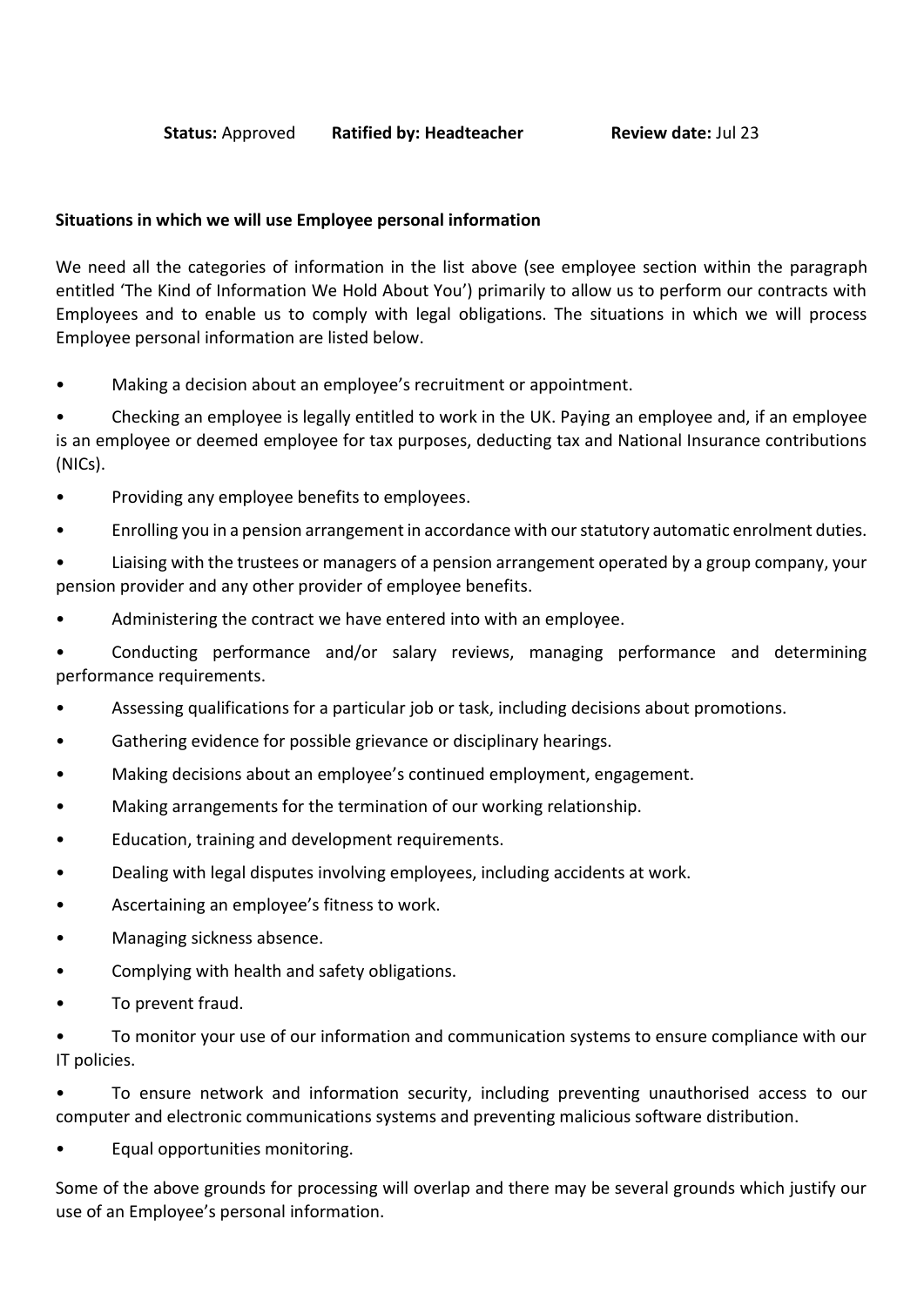**Status:** Approved **Ratified by: Headteacher** **Review date:** Jul 23

**Situations in which we will use Employee personal information**

We need all the categories of information in the list above (see employee section within the paragraph entitled 'The Kind of Information We Hold About You') primarily to allow us to perform our contracts with Employees and to enable us to comply with legal obligations. The situations in which we will process Employee personal information are listed below.

- Making a decision about an employee's recruitment or appointment.
- Checking an employee is legally entitled to work in the UK. Paying an employee and, if an employee is an employee or deemed employee for tax purposes, deducting tax and National Insurance contributions (NICs).
- Providing any employee benefits to employees.
- Enrolling you in a pension arrangement in accordance with our statutory automatic enrolment duties.
- Liaising with the trustees or managers of a pension arrangement operated by a group company, your pension provider and any other provider of employee benefits.
- Administering the contract we have entered into with an employee.
- Conducting performance and/or salary reviews, managing performance and determining performance requirements.
- Assessing qualifications for a particular job or task, including decisions about promotions.
- Gathering evidence for possible grievance or disciplinary hearings.
- Making decisions about an employee's continued employment, engagement.
- Making arrangements for the termination of our working relationship.
- Education, training and development requirements.
- Dealing with legal disputes involving employees, including accidents at work.
- Ascertaining an employee's fitness to work.
- Managing sickness absence.
- Complying with health and safety obligations.
- To prevent fraud.
- To monitor your use of our information and communication systems to ensure compliance with our IT policies.
- To ensure network and information security, including preventing unauthorised access to our computer and electronic communications systems and preventing malicious software distribution.
- Equal opportunities monitoring.

Some of the above grounds for processing will overlap and there may be several grounds which justify our use of an Employee's personal information.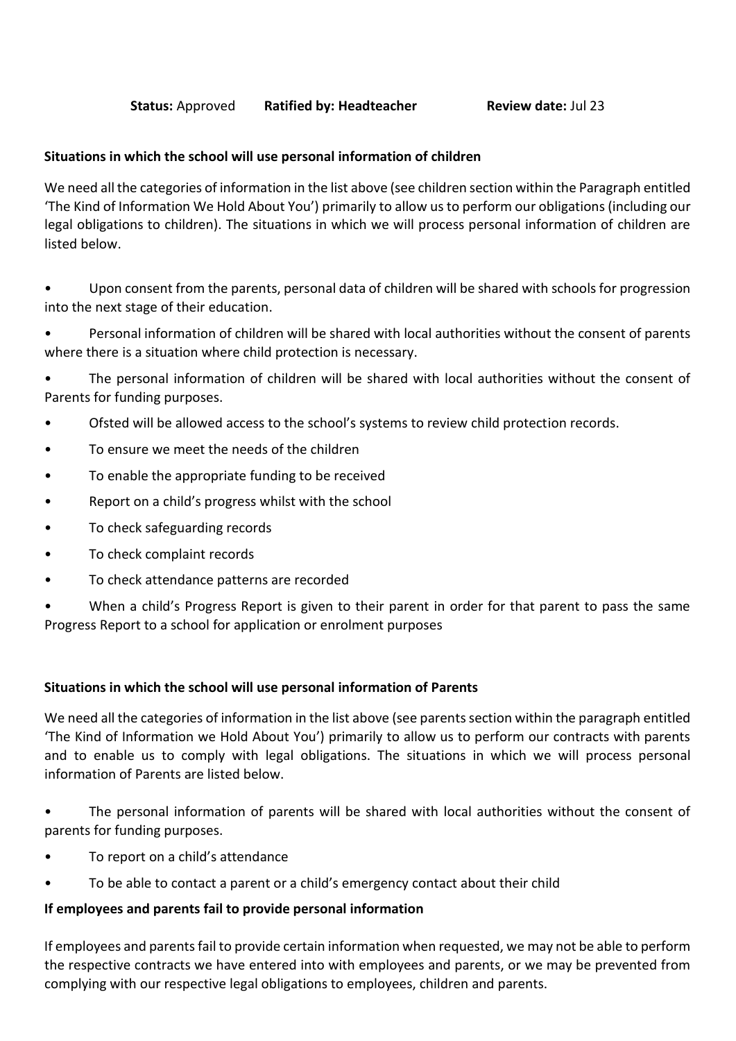**Status:** Approved **Ratified by: Headteacher** **Review date:** Jul 23

**Situations in which the school will use personal information of children**

We need all the categories of information in the list above (see children section within the Paragraph entitled 'The Kind of Information We Hold About You') primarily to allow us to perform our obligations (including our legal obligations to children). The situations in which we will process personal information of children are listed below.

- Upon consent from the parents, personal data of children will be shared with schools for progression into the next stage of their education.
- Personal information of children will be shared with local authorities without the consent of parents where there is a situation where child protection is necessary.
- The personal information of children will be shared with local authorities without the consent of Parents for funding purposes.
- Ofsted will be allowed access to the school's systems to review child protection records.
- To ensure we meet the needs of the children
- To enable the appropriate funding to be received
- Report on a child's progress whilst with the school
- To check safeguarding records
- To check complaint records
- To check attendance patterns are recorded
- When a child's Progress Report is given to their parent in order for that parent to pass the same Progress Report to a school for application or enrolment purposes

**Situations in which the school will use personal information of Parents**

We need all the categories of information in the list above (see parents section within the paragraph entitled 'The Kind of Information we Hold About You') primarily to allow us to perform our contracts with parents and to enable us to comply with legal obligations. The situations in which we will process personal information of Parents are listed below.

- The personal information of parents will be shared with local authorities without the consent of parents for funding purposes.
- To report on a child's attendance
- To be able to contact a parent or a child's emergency contact about their child

**If employees and parents fail to provide personal information**

If employees and parents fail to provide certain information when requested, we may not be able to perform the respective contracts we have entered into with employees and parents, or we may be prevented from complying with our respective legal obligations to employees, children and parents.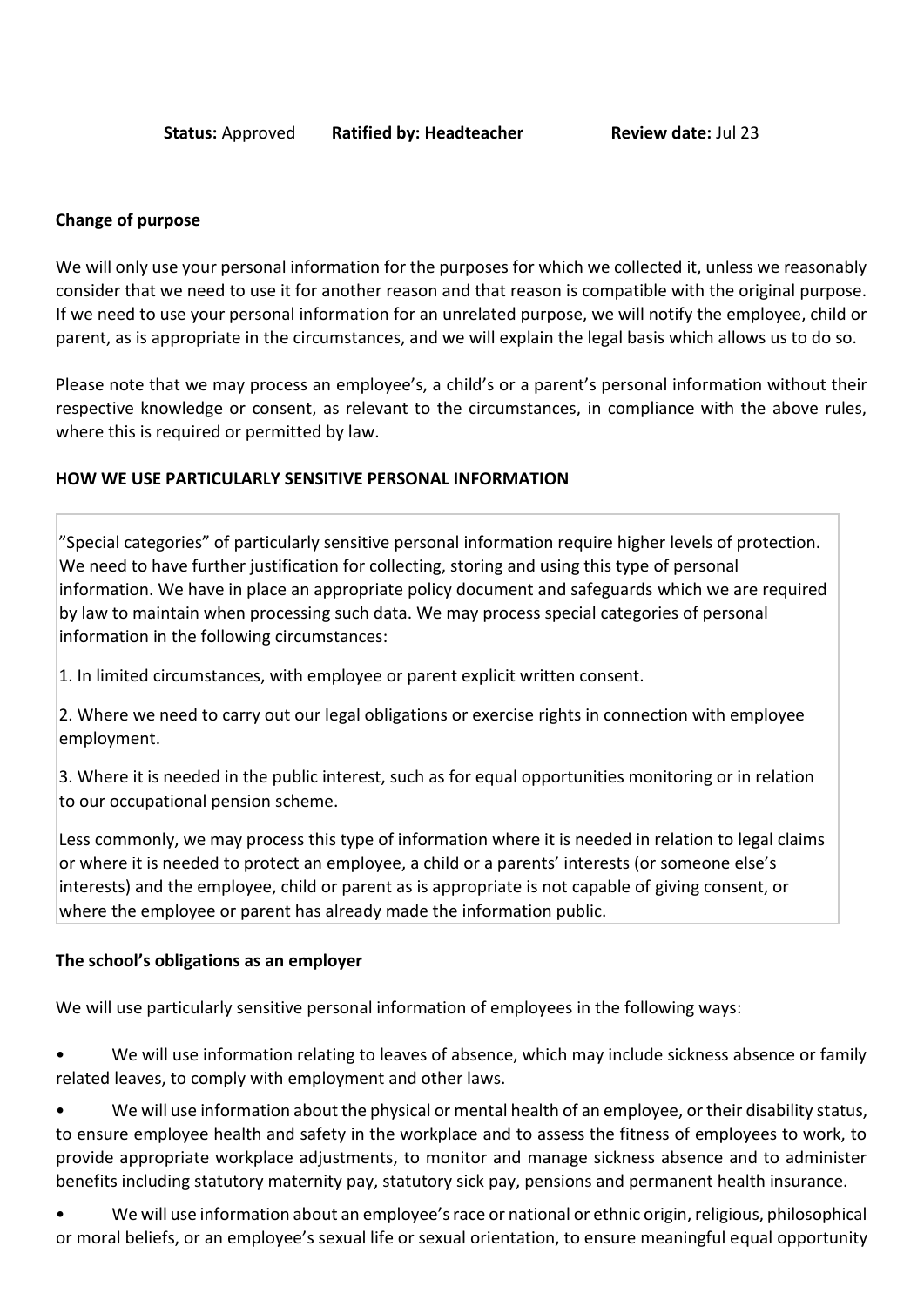**Status:** Approved **Ratified by: Headteacher** **Review date:** Jul 23

**Change of purpose**

We will only use your personal information for the purposes for which we collected it, unless we reasonably consider that we need to use it for another reason and that reason is compatible with the original purpose. If we need to use your personal information for an unrelated purpose, we will notify the employee, child or parent, as is appropriate in the circumstances, and we will explain the legal basis which allows us to do so.

Please note that we may process an employee's, a child's or a parent's personal information without their respective knowledge or consent, as relevant to the circumstances, in compliance with the above rules, where this is required or permitted by law.

**HOW WE USE PARTICULARLY SENSITIVE PERSONAL INFORMATION**

"Special categories" of particularly sensitive personal information require higher levels of protection. We need to have further justification for collecting, storing and using this type of personal information. We have in place an appropriate policy document and safeguards which we are required by law to maintain when processing such data. We may process special categories of personal information in the following circumstances:

1. In limited circumstances, with employee or parent explicit written consent.

2. Where we need to carry out our legal obligations or exercise rights in connection with employee employment.

3. Where it is needed in the public interest, such as for equal opportunities monitoring or in relation to our occupational pension scheme.

Less commonly, we may process this type of information where it is needed in relation to legal claims or where it is needed to protect an employee, a child or a parents' interests (or someone else's interests) and the employee, child or parent as is appropriate is not capable of giving consent, or where the employee or parent has already made the information public.

**The school's obligations as an employer**

We will use particularly sensitive personal information of employees in the following ways:

- We will use information relating to leaves of absence, which may include sickness absence or family related leaves, to comply with employment and other laws.
- We will use information about the physical or mental health of an employee, or their disability status, to ensure employee health and safety in the workplace and to assess the fitness of employees to work, to provide appropriate workplace adjustments, to monitor and manage sickness absence and to administer benefits including statutory maternity pay, statutory sick pay, pensions and permanent health insurance.
- We will use information about an employee's race or national or ethnic origin, religious, philosophical or moral beliefs, or an employee's sexual life or sexual orientation, to ensure meaningful equal opportunity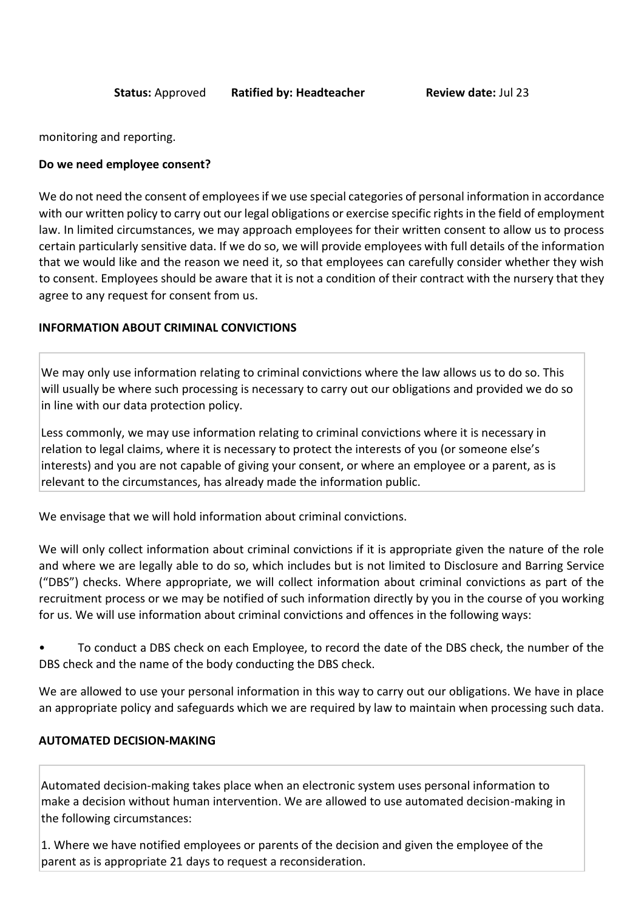monitoring and reporting.

**Do we need employee consent?**

We do not need the consent of employees if we use special categories of personal information in accordance with our written policy to carry out our legal obligations or exercise specific rights in the field of employment law. In limited circumstances, we may approach employees for their written consent to allow us to process certain particularly sensitive data. If we do so, we will provide employees with full details of the information that we would like and the reason we need it, so that employees can carefully consider whether they wish to consent. Employees should be aware that it is not a condition of their contract with the nursery that they agree to any request for consent from us.

**INFORMATION ABOUT CRIMINAL CONVICTIONS**

We may only use information relating to criminal convictions where the law allows us to do so. This will usually be where such processing is necessary to carry out our obligations and provided we do so in line with our data protection policy.

Less commonly, we may use information relating to criminal convictions where it is necessary in relation to legal claims, where it is necessary to protect the interests of you (or someone else's interests) and you are not capable of giving your consent, or where an employee or a parent, as is relevant to the circumstances, has already made the information public.

We envisage that we will hold information about criminal convictions.

We will only collect information about criminal convictions if it is appropriate given the nature of the role and where we are legally able to do so, which includes but is not limited to Disclosure and Barring Service ("DBS") checks. Where appropriate, we will collect information about criminal convictions as part of the recruitment process or we may be notified of such information directly by you in the course of you working for us. We will use information about criminal convictions and offences in the following ways:

- To conduct a DBS check on each Employee, to record the date of the DBS check, the number of the DBS check and the name of the body conducting the DBS check.

We are allowed to use your personal information in this way to carry out our obligations. We have in place an appropriate policy and safeguards which we are required by law to maintain when processing such data.

**AUTOMATED DECISION-MAKING**

Automated decision-making takes place when an electronic system uses personal information to make a decision without human intervention. We are allowed to use automated decision-making in the following circumstances:

1. Where we have notified employees or parents of the decision and given the employee of the parent as is appropriate 21 days to request a reconsideration.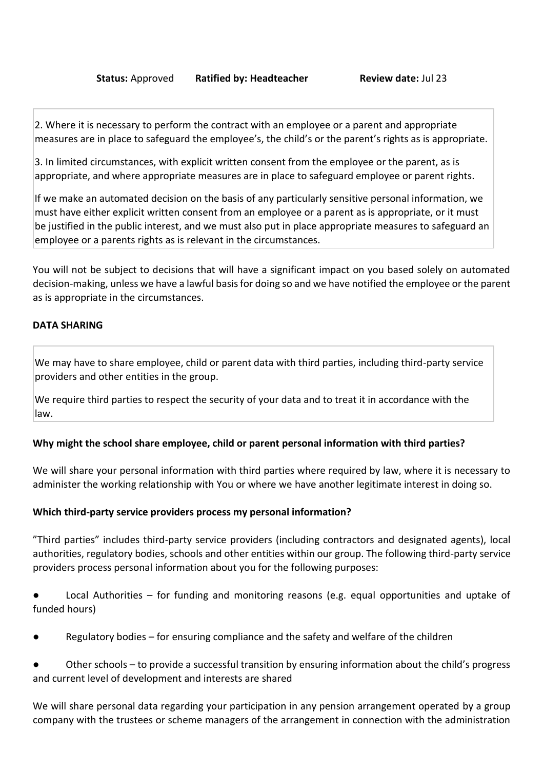**Status:** Approved **Ratified by: Headteacher** **Review date:** Jul 23

2. Where it is necessary to perform the contract with an employee or a parent and appropriate measures are in place to safeguard the employee's, the child's or the parent's rights as is appropriate.

3. In limited circumstances, with explicit written consent from the employee or the parent, as is appropriate, and where appropriate measures are in place to safeguard employee or parent rights.

If we make an automated decision on the basis of any particularly sensitive personal information, we must have either explicit written consent from an employee or a parent as is appropriate, or it must be justified in the public interest, and we must also put in place appropriate measures to safeguard an employee or a parents rights as is relevant in the circumstances.

You will not be subject to decisions that will have a significant impact on you based solely on automated decision-making, unless we have a lawful basis for doing so and we have notified the employee or the parent as is appropriate in the circumstances.

**DATA SHARING**

We may have to share employee, child or parent data with third parties, including third-party service providers and other entities in the group.

We require third parties to respect the security of your data and to treat it in accordance with the law.

**Why might the school share employee, child or parent personal information with third parties?**

We will share your personal information with third parties where required by law, where it is necessary to administer the working relationship with You or where we have another legitimate interest in doing so.

**Which third-party service providers process my personal information?**

"Third parties" includes third-party service providers (including contractors and designated agents), local authorities, regulatory bodies, schools and other entities within our group. The following third-party service providers process personal information about you for the following purposes:

- Local Authorities – for funding and monitoring reasons (e.g. equal opportunities and uptake of funded hours)
- Regulatory bodies – for ensuring compliance and the safety and welfare of the children
- Other schools – to provide a successful transition by ensuring information about the child's progress and current level of development and interests are shared

We will share personal data regarding your participation in any pension arrangement operated by a group company with the trustees or scheme managers of the arrangement in connection with the administration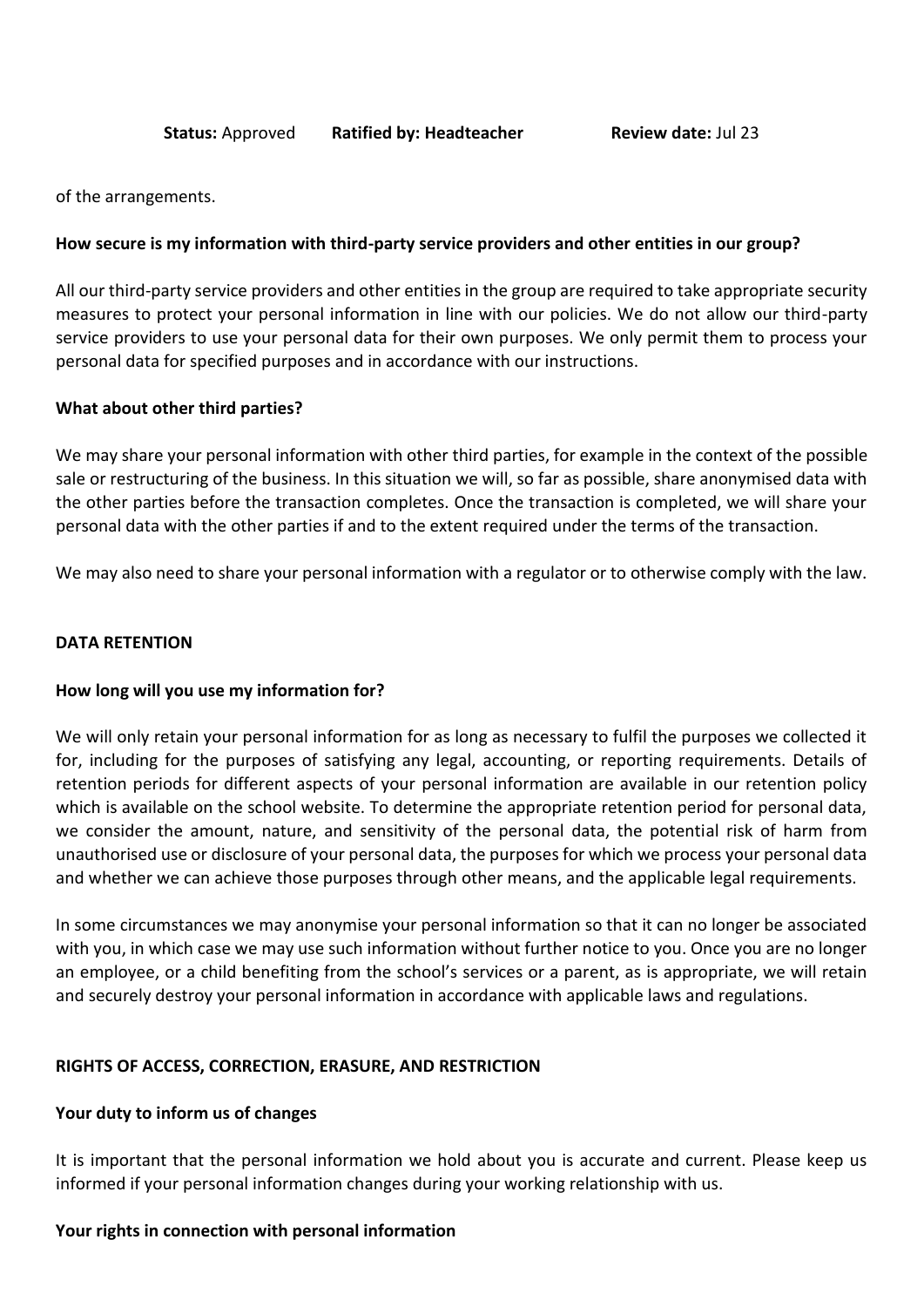of the arrangements.

**How secure is my information with third-party service providers and other entities in our group?**

All our third-party service providers and other entities in the group are required to take appropriate security measures to protect your personal information in line with our policies. We do not allow our third-party service providers to use your personal data for their own purposes. We only permit them to process your personal data for specified purposes and in accordance with our instructions.

**What about other third parties?**

We may share your personal information with other third parties, for example in the context of the possible sale or restructuring of the business. In this situation we will, so far as possible, share anonymised data with the other parties before the transaction completes. Once the transaction is completed, we will share your personal data with the other parties if and to the extent required under the terms of the transaction.

We may also need to share your personal information with a regulator or to otherwise comply with the law.

## DATA RETENTION

**How long will you use my information for?**

We will only retain your personal information for as long as necessary to fulfil the purposes we collected it for, including for the purposes of satisfying any legal, accounting, or reporting requirements. Details of retention periods for different aspects of your personal information are available in our retention policy which is available on the school website. To determine the appropriate retention period for personal data, we consider the amount, nature, and sensitivity of the personal data, the potential risk of harm from unauthorised use or disclosure of your personal data, the purposes for which we process your personal data and whether we can achieve those purposes through other means, and the applicable legal requirements.

In some circumstances we may anonymise your personal information so that it can no longer be associated with you, in which case we may use such information without further notice to you. Once you are no longer an employee, or a child benefiting from the school's services or a parent, as is appropriate, we will retain and securely destroy your personal information in accordance with applicable laws and regulations.

## RIGHTS OF ACCESS, CORRECTION, ERASURE, AND RESTRICTION

**Your duty to inform us of changes**

It is important that the personal information we hold about you is accurate and current. Please keep us informed if your personal information changes during your working relationship with us.

**Your rights in connection with personal information**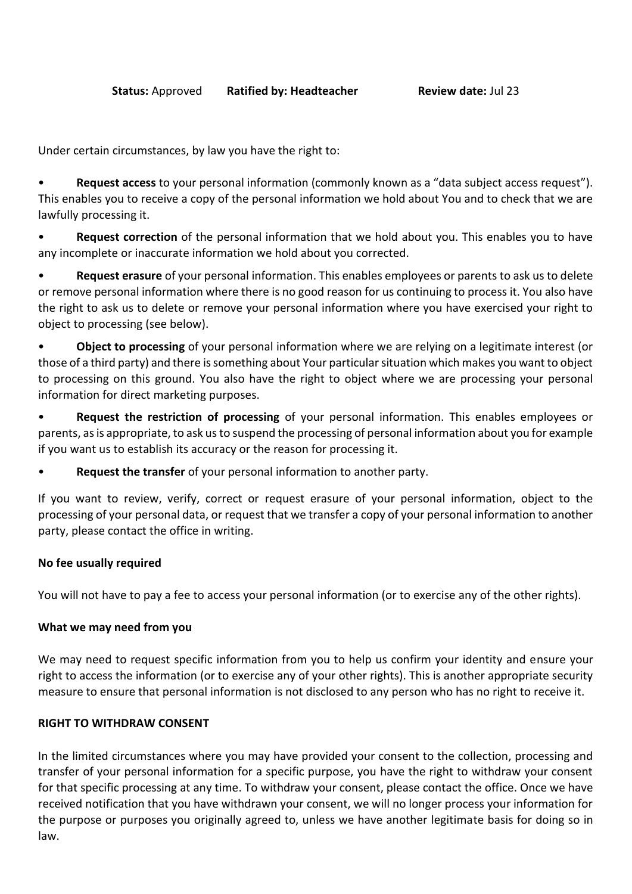**Status:** Approved **Ratified by: Headteacher** **Review date:** Jul 23

Under certain circumstances, by law you have the right to:

- **Request access** to your personal information (commonly known as a "data subject access request"). This enables you to receive a copy of the personal information we hold about You and to check that we are lawfully processing it.
- **Request correction** of the personal information that we hold about you. This enables you to have any incomplete or inaccurate information we hold about you corrected.
- **Request erasure** of your personal information. This enables employees or parents to ask us to delete or remove personal information where there is no good reason for us continuing to process it. You also have the right to ask us to delete or remove your personal information where you have exercised your right to object to processing (see below).
- **Object to processing** of your personal information where we are relying on a legitimate interest (or those of a third party) and there is something about Your particular situation which makes you want to object to processing on this ground. You also have the right to object where we are processing your personal information for direct marketing purposes.
- **Request the restriction of processing** of your personal information. This enables employees or parents, as is appropriate, to ask us to suspend the processing of personal information about you for example if you want us to establish its accuracy or the reason for processing it.
- **Request the transfer** of your personal information to another party.

If you want to review, verify, correct or request erasure of your personal information, object to the processing of your personal data, or request that we transfer a copy of your personal information to another party, please contact the office in writing.

**No fee usually required**

You will not have to pay a fee to access your personal information (or to exercise any of the other rights).

**What we may need from you**

We may need to request specific information from you to help us confirm your identity and ensure your right to access the information (or to exercise any of your other rights). This is another appropriate security measure to ensure that personal information is not disclosed to any person who has no right to receive it.

**RIGHT TO WITHDRAW CONSENT**

In the limited circumstances where you may have provided your consent to the collection, processing and transfer of your personal information for a specific purpose, you have the right to withdraw your consent for that specific processing at any time. To withdraw your consent, please contact the office. Once we have received notification that you have withdrawn your consent, we will no longer process your information for the purpose or purposes you originally agreed to, unless we have another legitimate basis for doing so in law.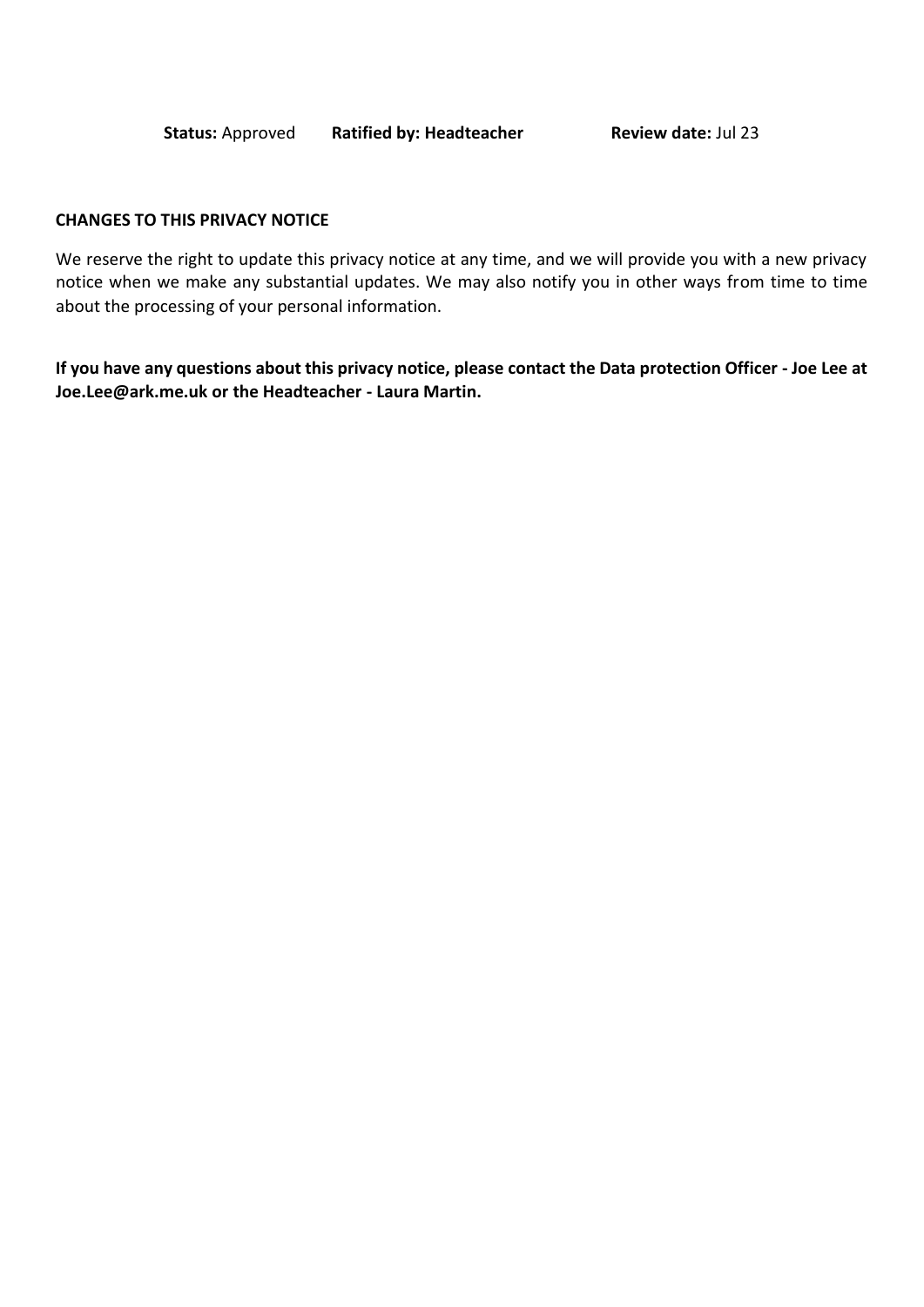**Status:** Approved **Ratified by: Headteacher** **Review date:** Jul 23

## CHANGES TO THIS PRIVACY NOTICE

We reserve the right to update this privacy notice at any time, and we will provide you with a new privacy notice when we make any substantial updates. We may also notify you in other ways from time to time about the processing of your personal information.

**If you have any questions about this privacy notice, please contact the Data protection Officer - Joe Lee at Joe.Lee@ark.me.uk or the Headteacher - Laura Martin.**